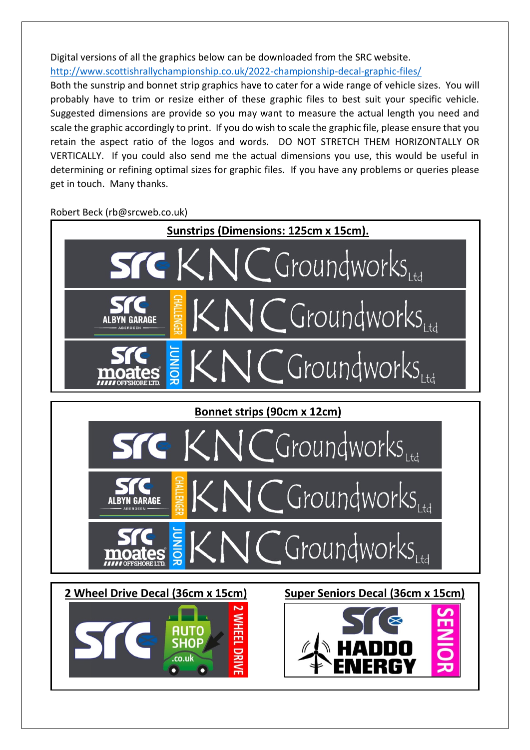Digital versions of all the graphics below can be downloaded from the SRC website.
http://www.scottishrallychampionship.co.uk/2022-championship-decal-graphic-files/
Both the sunstrip and bonnet strip graphics have to cater for a wide range of vehicle sizes. You will probably have to trim or resize either of these graphic files to best suit your specific vehicle. Suggested dimensions are provide so you may want to measure the actual length you need and scale the graphic accordingly to print. If you do wish to scale the graphic file, please ensure that you retain the aspect ratio of the logos and words. DO NOT STRETCH THEM HORIZONTALLY OR VERTICALLY. If you could also send me the actual dimensions you use, this would be useful in determining or refining optimal sizes for graphic files. If you have any problems or queries please get in touch. Many thanks.

Robert Beck (rb@srcweb.co.uk)

**Sunstrips (Dimensions: 125cm x 15cm).**

src KNC Groundworks Ltd

src ALBYN GARAGE ABERDEEN CHALLENGER KNC Groundworks Ltd

src moates OFFSHORE LTD. JUNIOR KNC Groundworks Ltd

**Bonnet strips (90cm x 12cm)**

src KNC Groundworks Ltd

src ALBYN GARAGE ABERDEEN CHALLENGER KNC Groundworks Ltd

src moates OFFSHORE LTD. JUNIOR KNC Groundworks Ltd

**2 Wheel Drive Decal (36cm x 15cm)**

src AUTO SHOP .co.uk 2 WHEEL DRIVE

**Super Seniors Decal (36cm x 15cm)**

src HADDO ENERGY SENIOR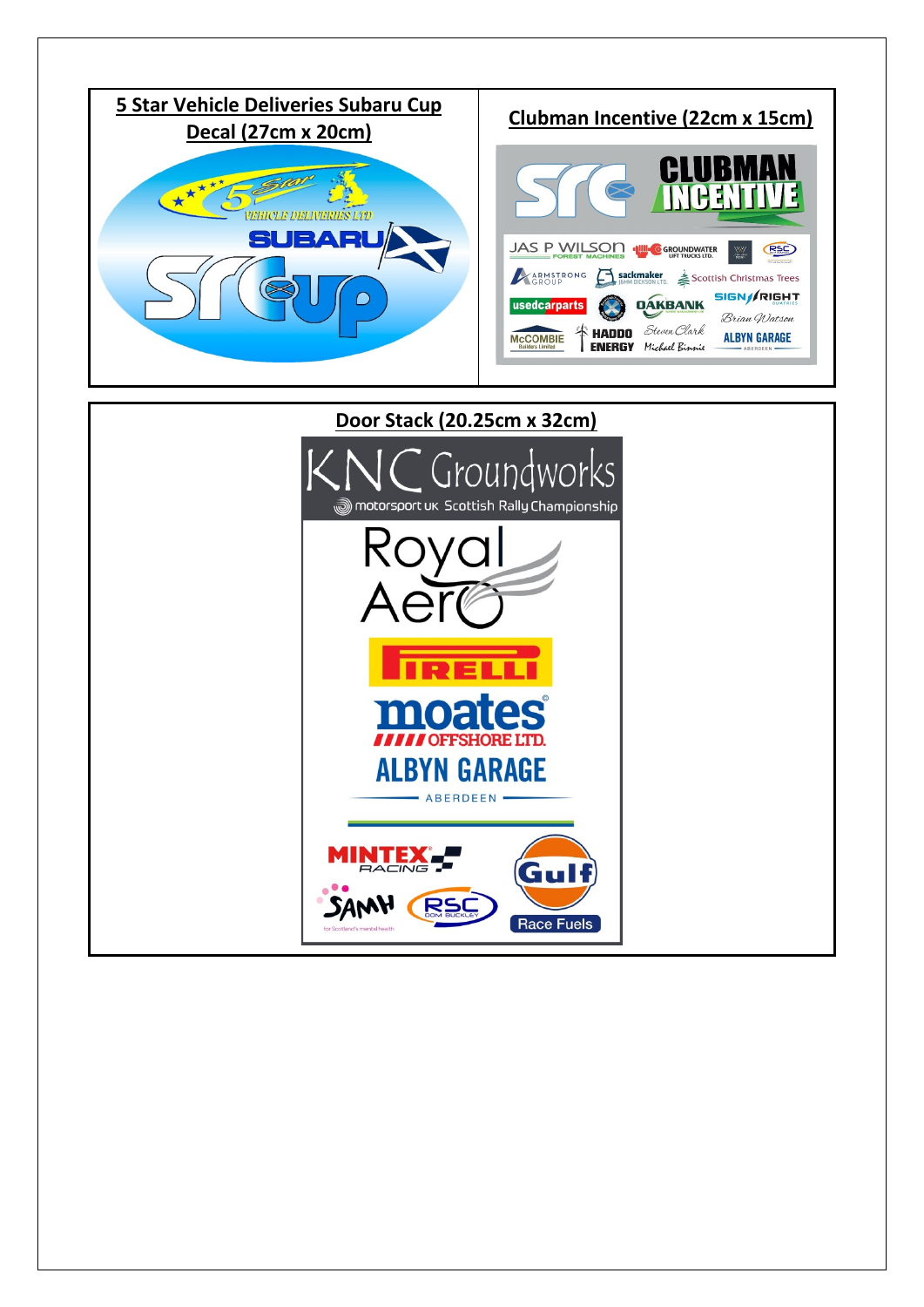**5 Star Vehicle Deliveries Subaru Cup Decal (27cm x 20cm)**

**Clubman Incentive (22cm x 15cm)**

**Door Stack (20.25cm x 32cm)**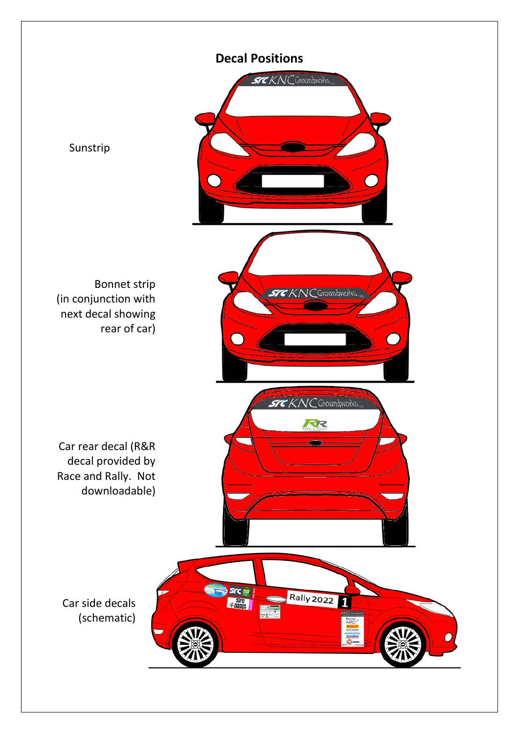# Decal Positions

Sunstrip

Bonnet strip (in conjunction with next decal showing rear of car)

Car rear decal (R&R decal provided by Race and Rally. Not downloadable)

Car side decals (schematic)